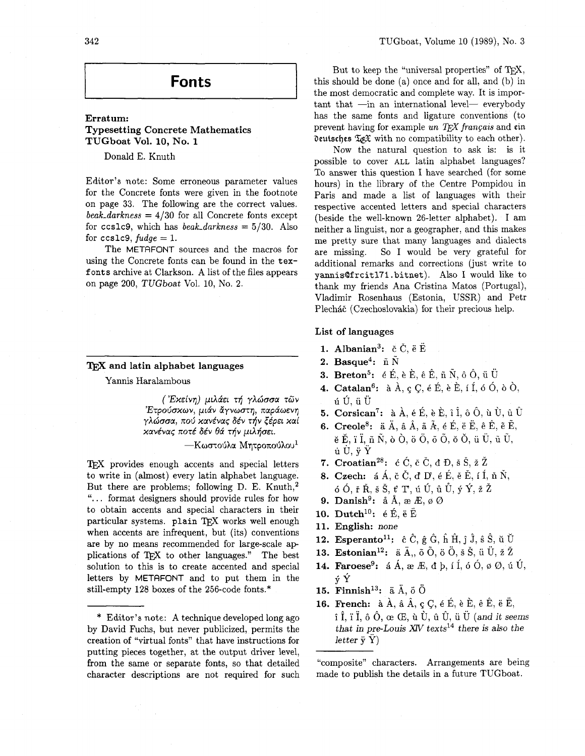# Fonts

## Erratum: Typesetting Concrete Mathematics TUGboat Vol. 10, No. 1

Donald E. Knuth

Editor's note: Some erroneous parameter values for the Concrete fonts were given in the footnote on page 33. The following are the correct values. *beak_darkness* = 4/30 for all Concrete fonts except for `ccslc9`, which has *beak_darkness* = 5/30. Also for `ccslc9`, *fudge* = 1.

The METAFONT sources and the macros for using the Concrete fonts can be found in the `tex-fonts` archive at Clarkson. A list of the files appears on page 200, *TUGboat* Vol. 10, No. 2.

## TEX and latin alphabet languages

Yannis Haralambous

> *('Εκείνη) μιλάει τή γλώσσα τῶν 'Ετρούσκων, μιάν ἄγνωστη, παράωενη γλώσσα, πού κανένας δέν τήν ξέρει καί κανένας ποτέ δέν θά τήν μιλήσει.*
>
> —Κωστούλα Μητροπούλου[1]

TEX provides enough accents and special letters to write in (almost) every latin alphabet language. But there are problems; following D. E. Knuth,[2] "... format designers should provide rules for how to obtain accents and special characters in their particular systems. plain TEX works well enough when accents are infrequent, but (its) conventions are by no means recommended for large-scale applications of TEX to other languages." The best solution to this is to create accented and special letters by METAFONT and to put them in the still-empty 128 boxes of the 256-code fonts.*

\* Editor's note: A technique developed long ago by David Fuchs, but never publicized, permits the creation of "virtual fonts" that have instructions for putting pieces together, at the output driver level, from the same or separate fonts, so that detailed character descriptions are not required for such "composite" characters. Arrangements are being made to publish the details in a future TUGboat.

But to keep the "universal properties" of TEX, this should be done (a) once and for all, and (b) in the most democratic and complete way. It is important that —in an international level— everybody has the same fonts and ligature conventions (to prevent having for example *un TEX français* and ein deutsches TEX with no compatibility to each other).

Now the natural question to ask is: is it possible to cover ALL latin alphabet languages? To answer this question I have searched (for some hours) in the library of the Centre Pompidou in Paris and made a list of languages with their respective accented letters and special characters (beside the well-known 26-letter alphabet). I am neither a linguist, nor a geographer, and this makes me pretty sure that many languages and dialects are missing. So I would be very grateful for additional remarks and corrections (just write to `yannis@frcitl71.bitnet`). Also I would like to thank my friends Ana Cristina Matos (Portugal), Vladimir Rosenhaus (Estonia, USSR) and Petr Plecháč (Czechoslovakia) for their precious help.

### List of languages

1. **Albanian[3]:** č Č, ë Ë
2. **Basque[4]:** ñ Ñ
3. **Breton[5]:** é É, è È, ê Ê, ñ Ñ, ô Ô, ü Ü
4. **Catalan[6]:** à À, ç Ç, é É, è È, í Í, ó Ó, ò Ò, ú Ú, ü Ü
5. **Corsican[7]:** à À, é É, è È, î Î, ô Ô, ù Ù, û Û
6. **Creole[8]:** ä Ä, â Â, ã Ã, é É, ë Ë, ê Ê, ẽ Ẽ, ĕ Ĕ, ï Ï, ñ Ñ, ò Ò, ö Ö, õ Õ, ŏ Ŏ, ü Ü, ũ Ũ, ù Ù, ÿ Ÿ
7. **Croatian[28]:** ć Ć, č Č, đ Đ, š Š, ž Ž
8. **Czech:** á Á, č Č, ď Ď, é É, ě Ě, í Í, ň Ň, ó Ó, ř Ř, š Š, ť Ť, ú Ú, ů Ů, ý Ý, ž Ž
9. **Danish[9]:** å Å, æ Æ, ø Ø
10. **Dutch[10]:** é É, ë Ë
11. **English:** *none*
12. **Esperanto[11]:** ĉ Ĉ, ĝ Ĝ, ĥ Ĥ, ĵ Ĵ, ŝ Ŝ, ŭ Ŭ
13. **Estonian[12]:** ä Ä,, õ Õ, ö Ö, š Š, ü Ü, ž Ž
14. **Faroese[9]:** á Á, æ Æ, đ Þ, í Í, ó Ó, ø Ø, ú Ú, ý Ý
15. **Finnish[13]:** ä Ä, ö Ö
16. **French:** à À, â Â, ç Ç, é É, è È, ê Ê, ë Ë, î Î, ï Ï, ô Ô, œ Œ, ù Ù, û Û, ü Ü (*and it seems that in pre-Louis XIV texts*[14] *there is also the letter* ÿ Ÿ)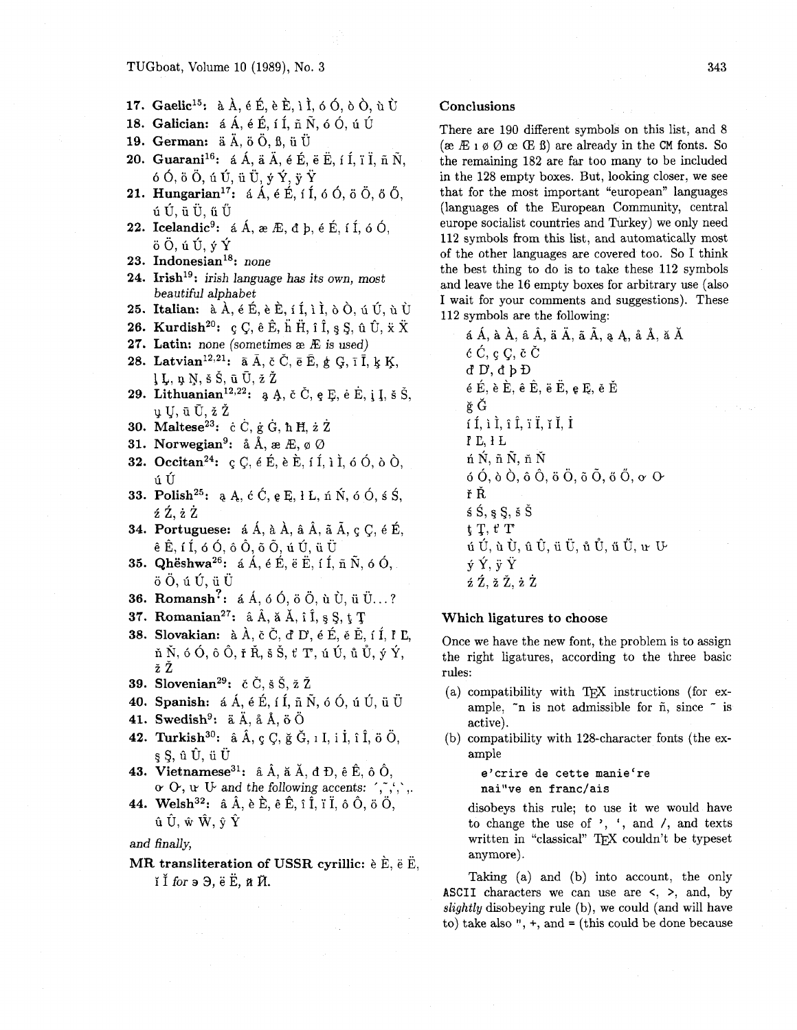17. **Gaelic**[15]: à À, é É, è È, ì Ì, ó Ó, ò Ò, ù Ù
18. **Galician:** á Á, é É, í Í, ñ Ñ, ó Ó, ú Ú
19. **German:** ä Ä, ö Ö, ß, ü Ü
20. **Guarani**[16]: á Á, ä Ä, é É, ë Ë, í Í, ï Ï, ñ Ñ, ó Ó, ö Ö, ú Ú, ü Ü, ý Ý, ÿ Ÿ
21. **Hungarian**[17]: á Á, é É, í Í, ó Ó, ö Ö, ő Ő, ú Ú, ü Ü, ű Ű
22. **Icelandic**[9]: á Á, æ Æ, đ þ, é É, í Í, ó Ó, ö Ö, ú Ú, ý Ý
23. **Indonesian**[18]: *none*
24. **Irish**[19]: *irish language has its own, most beautiful alphabet*
25. **Italian:** à À, é É, è È, í Í, ì Ì, ò Ò, ú Ú, ù Ù
26. **Kurdish**[20]: ç Ç, ê Ê, ḧ Ḧ, î Î, ş Ş, û Û, ẍ Ẍ
27. **Latin:** *none (sometimes* æ Æ *is used)*
28. **Latvian**[12,21]: ā Ā, č Č, ē Ē, ģ Ģ, ī Ī, ķ Ķ, ļ Ļ, ņ Ņ, š Š, ū Ū, ž Ž
29. **Lithuanian**[12,22]: ą Ą, č Č, ę Ę, ė Ė, į Į, š Š, ų Ų, ū Ū, ž Ž
30. **Maltese**[23]: ċ Ċ, ġ Ġ, ħ Ħ, ż Ż
31. **Norwegian**[9]: å Å, æ Æ, ø Ø
32. **Occitan**[24]: ç Ç, é É, è È, í Í, ì Ì, ó Ó, ò Ò, ú Ú
33. **Polish**[25]: ą Ą, ć Ć, ę Ę, ł Ł, ń Ń, ó Ó, ś Ś, ź Ź, ż Ż
34. **Portuguese:** á Á, à À, â Â, ã Ã, ç Ç, é É, ê Ê, í Í, ó Ó, ô Ô, õ Õ, ú Ú, ü Ü
35. **Qhëshwa**[26]: á Á, é É, ë Ë, í Í, ñ Ñ, ó Ó, ö Ö, ú Ú, ü Ü
36. **Romansh**[?]: á Á, ó Ó, ö Ö, ù Ù, ü Ü...?
37. **Romanian**[27]: â Â, ă Ă, î Î, ş Ş, ţ Ţ
38. **Slovakian:** ä Ä, č Č, ď Ď, é É, ě Ě, í Í, ľ Ľ, ň Ň, ó Ó, ô Ô, ř Ř, š Š, ť Ť, ú Ú, ů Ů, ý Ý, ž Ž
39. **Slovenian**[29]: č Č, š Š, ž Ž
40. **Spanish:** á Á, é É, í Í, ñ Ñ, ó Ó, ú Ú, ü Ü
41. **Swedish**[9]: ä Ä, å Å, ö Ö
42. **Turkish**[30]: â Â, ç Ç, ğ Ğ, ı I, i İ, î Î, ö Ö, ş Ş, û Û, ü Ü
43. **Vietnamese**[31]: â Â, ă Ă, đ Đ, ê Ê, ô Ô, ơ Ơ, ư Ư *and the following accents:* ´,˜,̉,`,.
44. **Welsh**[32]: â Â, è È, ê Ê, î Î, ï Ï, ô Ô, ö Ö, û Û, ŵ Ŵ, ŷ Ŷ

*and finally,*

**MR transliteration of USSR cyrillic:** è È, ë Ë, ĭ Ĭ *for* э Э, ë Ë, ñ Ñ.

### Conclusions

There are 190 different symbols on this list, and 8 (æ Æ ı ø Ø œ Œ ß) are already in the CM fonts. So the remaining 182 are far too many to be included in the 128 empty boxes. But, looking closer, we see that for the most important "european" languages (languages of the European Community, central europe socialist countries and Turkey) we only need 112 symbols from this list, and automatically most of the other languages are covered too. So I think the best thing to do is to take these 112 symbols and leave the 16 empty boxes for arbitrary use (also I wait for your comments and suggestions). These 112 symbols are the following:

á Á, à À, â Â, ä Ä, ã Ã, ą Ą, å Å, ă Ă
ć Ć, ç Ç, č Č
ď Ď, đ þ Đ
é É, è È, ê Ê, ë Ë, ę Ę, ě Ě
ğ Ğ
í Í, ì Ì, î Î, ï Ï, ĭ Ĭ, İ
ľ Ľ, ł Ł
ń Ń, ñ Ñ, ň Ň
ó Ó, ò Ò, ô Ô, ö Ö, õ Õ, ő Ő, ơ Ơ
ř Ř
ś Ś, ş Ş, š Š
ţ Ţ, ť Ť
ú Ú, ù Ù, û Û, ü Ü, ů Ů, ű Ű, ư Ư
ý Ý, ÿ Ÿ
ź Ź, ž Ž, ż Ż

### Which ligatures to choose

Once we have the new font, the problem is to assign the right ligatures, according to the three basic rules:

(a) compatibility with TeX instructions (for example, ~n is not admissible for ñ, since ~ is active).

(b) compatibility with 128-character fonts (the example

```
e'crire de cette manie`re
nai"ve en franc/ais
```

disobeys this rule; to use it we would have to change the use of ', `, and /, and texts written in "classical" TeX couldn't be typeset anymore).

Taking (a) and (b) into account, the only ASCII characters we can use are <, >, and, by *slightly* disobeying rule (b), we could (and will have to) take also ", +, and = (this could be done because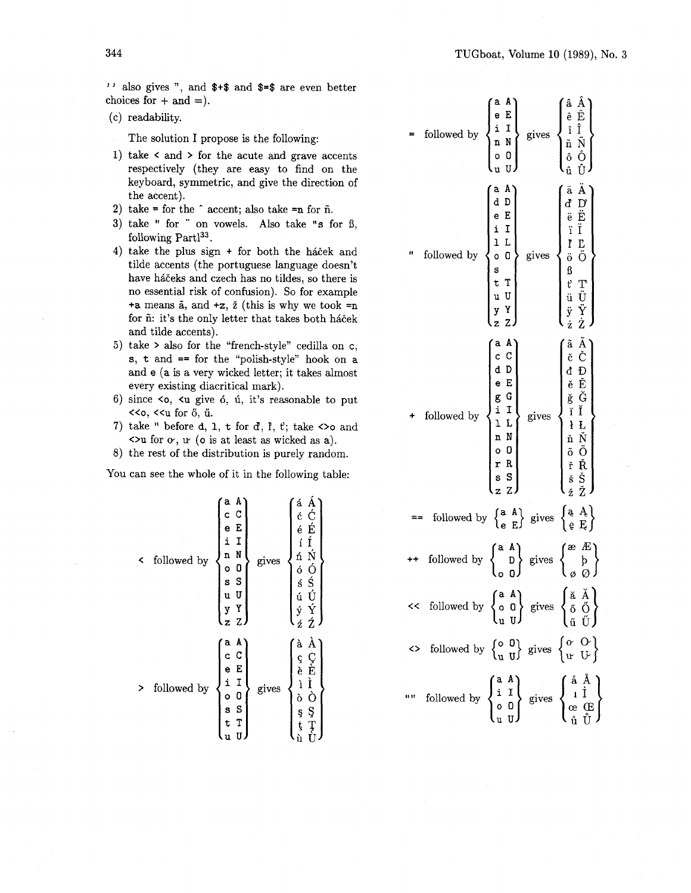'' also gives ", and $+$ and $=$ are even better choices for + and =).

(c) readability.

The solution I propose is the following:

1) take < and > for the acute and grave accents respectively (they are easy to find on the keyboard, symmetric, and give the direction of the accent).
2) take = for the ˆ accent; also take =n for ñ.
3) take " for ¨ on vowels. Also take "s for ß, following Partl[33].
4) take the plus sign + for both the háček and tilde accents (the portuguese language doesn't have háčeks and czech has no tildes, so there is no essential risk of confusion). So for example +a means ã, and +z, ž (this is why we took =n for ñ: it's the only letter that takes both háček and tilde accents).
5) take > also for the "french-style" cedilla on c, s, t and == for the "polish-style" hook on a and e (a is a very wicked letter; it takes almost every existing diacritical mark).
6) since <o, <u give ó, ú, it's reasonable to put <<o, <<u for ő, ű.
7) take " before d, l, t for ď, ľ, ť; take <>o and <>u for ơ, ư (o is at least as wicked as a).
8) the rest of the distribution is purely random.

You can see the whole of it in the following table:

| Prefix | followed by | gives |
|---|---|---|
| < | a A, c C, e E, i I, n N, o O, s S, u U, y Y, z Z | á Á, ć Ć, é É, í Í, ń Ń, ó Ó, ś Ś, ú Ú, ý Ý, ź Ź |
| > | a A, c C, e E, i I, o O, s S, t T, u U | à À, ç Ç, è È, ì Ì, ò Ò, ş Ş, ţ Ţ, ù Ù |
| = | a A, e E, i I, n N, o O, u U | â Â, ê Ê, î Î, ñ Ñ, ô Ô, û Û |
| " | a A, d D, e E, i I, l L, o O, s, t T, u U, y Y, z Z | ä Ä, ď Ď, ë Ë, ï Ï, ľ Ľ, ö Ö, ß, ť Ť, ü Ü, ÿ Ÿ, ż Ż |
| + | a A, c C, d D, e E, g G, i I, l L, n N, o O, r R, s S, z Z | ã Ã, č Č, đ Đ, ě Ě, ğ Ğ, ĭ Ĭ, ł Ł, ň Ň, õ Õ, ř Ř, š Š, ž Ž |
| == | a A, e E | ą Ą, ę Ę |
| ++ | a A, D, o O | æ Æ, Þ, ø Ø |
| << | a A, o O, u U | ă Ă, ő Ő, ű Ű |
| <> | o O, u U | ơ Ơ, ư Ư |
| "" | a A, i I, o O, u U | å Å, ı İ, œ Œ, ů Ů |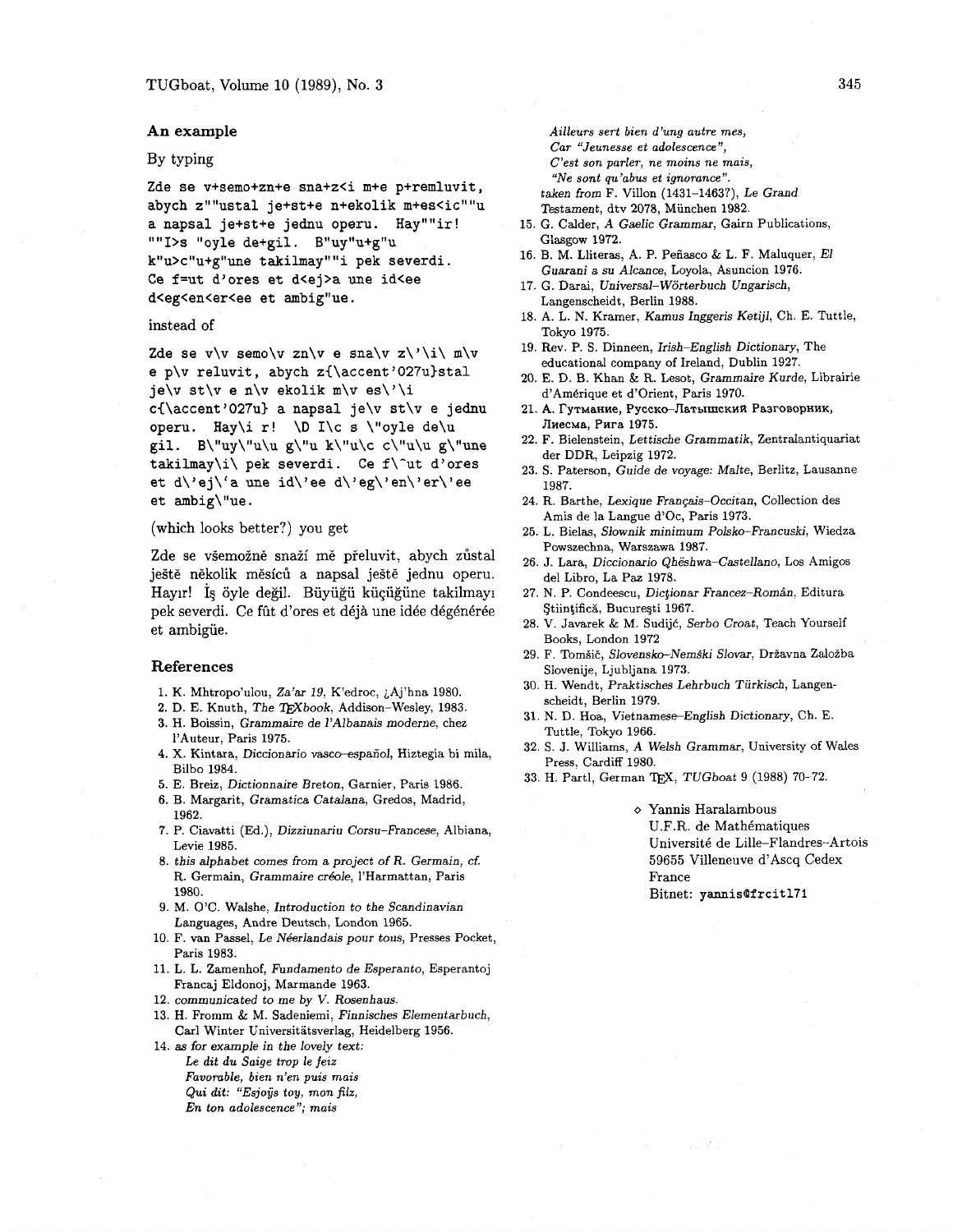### An example

By typing

```
Zde se v+semo+zn+e sna+z<i m+e p+remluvit,
abych z""ustal je+st+e n+ekolik m+es<ic""u
a napsal je+st+e jednu operu.  Hay""ir!
""I>s "oyle de+gil.  B"uy"u+g"u
k"u>c"u+g"une takilmay""i pek severdi.
Ce f=ut d'ores et d<ej>a une id<ee
d<eg<en<er<ee et ambig"ue.
```

instead of

```
Zde se v\v semo\v zn\v e sna\v z\'\i\ m\v
e p\v reluvit, abych z{\accent'027u}stal
je\v st\v e n\v ekolik m\v es\'\i
c{\accent'027u} a napsal je\v st\v e jednu
operu.  Hay\i r!  \D I\c s \"oyle de\u
gil.  B\"uy\"u\u g\"u k\"u\c c\"u\u g\"une
takilmay\i\ pek severdi.  Ce f\^ut d'ores
et d\'ej\`a une id\'ee d\'eg\'en\'er\'ee
et ambig\"ue.
```

(which looks better?) you get

Zde se všemožně snaží mě přeluvit, abych zůstal ještě několik měsíců a napsal ještě jednu operu. Hayır! İş öyle değil. Büyüğü küçüğüne takilmayı pek severdi. Ce fût d'ores et déjà une idée dégénérée et ambigüe.

### References

1. K. Mhtropo'ulou, *Za'ar 19*, K'edroc, ¿Aj'hna 1980.
2. D. E. Knuth, *The TEXbook*, Addison-Wesley, 1983.
3. H. Boissin, *Grammaire de l'Albanais moderne*, chez l'Auteur, Paris 1975.
4. X. Kintara, *Diccionario vasco–español*, Hiztegia bi mila, Bilbo 1984.
5. E. Breiz, *Dictionnaire Breton*, Garnier, Paris 1986.
6. B. Margarit, *Gramatica Catalana*, Gredos, Madrid, 1962.
7. P. Ciavatti (Ed.), *Dizziunariu Corsu–Francese*, Albiana, Levie 1985.
8. *this alphabet comes from a project of R. Germain, cf.* R. Germain, *Grammaire créole*, l'Harmattan, Paris 1980.
9. M. O'C. Walshe, *Introduction to the Scandinavian Languages*, Andre Deutsch, London 1965.
10. F. van Passel, *Le Néerlandais pour tous*, Presses Pocket, Paris 1983.
11. L. L. Zamenhof, *Fundamento de Esperanto*, Esperantoj Francaj Eldonoj, Marmande 1963.
12. *communicated to me by V. Rosenhaus.*
13. H. Fromm & M. Sadeniemi, *Finnisches Elementarbuch*, Carl Winter Universitätsverlag, Heidelberg 1956.
14. *as for example in the lovely text:*
    *Le dit du Saige trop le feiz*
    *Favorable, bien n'en puis mais*
    *Qui dit: "Esjoÿs toy, mon filz,*
    *En ton adolescence"; mais*
    *Ailleurs sert bien d'ung autre mes,*
    *Car "Jeunesse et adolescence",*
    *C'est son parler, ne moins ne mais,*
    *"Ne sont qu'abus et ignorance".*
    *taken from* F. Villon (1431–1463?), *Le Grand Testament*, dtv 2078, München 1982.
15. G. Calder, *A Gaelic Grammar*, Gairn Publications, Glasgow 1972.
16. B. M. Lliteras, A. P. Peñasco & L. F. Maluquer, *El Guarani a su Alcance*, Loyola, Asuncion 1976.
17. G. Darai, *Universal–Wörterbuch Ungarisch*, Langenscheidt, Berlin 1988.
18. A. L. N. Kramer, *Kamus Inggeris Ketijl*, Ch. E. Tuttle, Tokyo 1975.
19. Rev. P. S. Dinneen, *Irish–English Dictionary*, The educational company of Ireland, Dublin 1927.
20. E. D. B. Khan & R. Lesot, *Grammaire Kurde*, Librairie d'Amérique et d'Orient, Paris 1970.
21. А. Гутманиє, **Русско–Латышский Разговорник**, Лиесма, Рига 1975.
22. F. Bielenstein, *Lettische Grammatik*, Zentralantiquariat der DDR, Leipzig 1972.
23. S. Paterson, *Guide de voyage: Malte*, Berlitz, Lausanne 1987.
24. R. Barthe, *Lexique Français–Occitan*, Collection des Amis de la Langue d'Oc, Paris 1973.
25. L. Bielas, *Slownik minimum Polsko–Francuski*, Wiedza Powszechna, Warszawa 1987.
26. J. Lara, *Diccionario Qhëshwa–Castellano*, Los Amigos del Libro, La Paz 1978.
27. N. P. Condeescu, *Dicţionar Francez–Român*, Editura Ştiinţifică, Bucureşti 1967.
28. V. Javarek & M. Sudijć, *Serbo Croat*, Teach Yourself Books, London 1972
29. F. Tomšič, *Slovensko–Nemški Slovar*, Državna Založba Slovenije, Ljubljana 1973.
30. H. Wendt, *Praktisches Lehrbuch Türkisch*, Langenscheidt, Berlin 1979.
31. N. D. Hoa, *Vietnamese–English Dictionary*, Ch. E. Tuttle, Tokyo 1966.
32. S. J. Williams, *A Welsh Grammar*, University of Wales Press, Cardiff 1980.
33. H. Partl, German TEX, *TUGboat* 9 (1988) 70–72.

◇ Yannis Haralambous
U.F.R. de Mathématiques
Université de Lille–Flandres–Artois
59655 Villeneuve d'Ascq Cedex
France
Bitnet: **yannis@frcitl71**